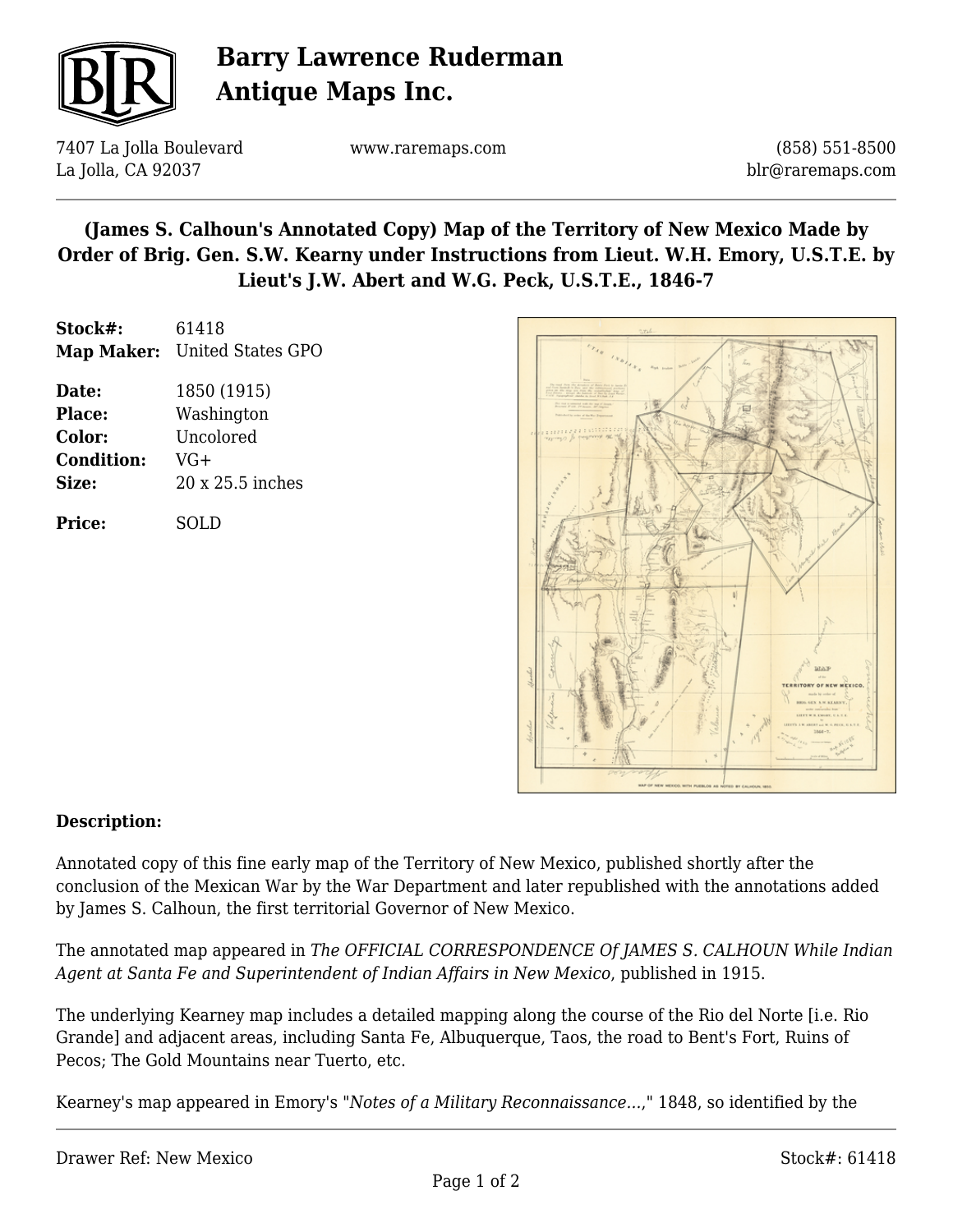# Barry Lawrence Ruderman Antique Maps Inc.

7407 La Jolla Boulevard
La Jolla, CA 92037

www.raremaps.com

(858) 551-8500
blr@raremaps.com

## (James S. Calhoun's Annotated Copy) Map of the Territory of New Mexico Made by Order of Brig. Gen. S.W. Kearny under Instructions from Lieut. W.H. Emory, U.S.T.E. by Lieut's J.W. Abert and W.G. Peck, U.S.T.E., 1846-7

| | |
|---|---|
| **Stock#:** | 61418 |
| **Map Maker:** | United States GPO |
| **Date:** | 1850 (1915) |
| **Place:** | Washington |
| **Color:** | Uncolored |
| **Condition:** | VG+ |
| **Size:** | 20 x 25.5 inches |
| **Price:** | SOLD |

**Description:**

Annotated copy of this fine early map of the Territory of New Mexico, published shortly after the conclusion of the Mexican War by the War Department and later republished with the annotations added by James S. Calhoun, the first territorial Governor of New Mexico.

The annotated map appeared in *The OFFICIAL CORRESPONDENCE Of JAMES S. CALHOUN While Indian Agent at Santa Fe and Superintendent of Indian Affairs in New Mexico*, published in 1915.

The underlying Kearney map includes a detailed mapping along the course of the Rio del Norte [i.e. Rio Grande] and adjacent areas, including Santa Fe, Albuquerque, Taos, the road to Bent's Fort, Ruins of Pecos; The Gold Mountains near Tuerto, etc.

Kearney's map appeared in Emory's "*Notes of a Military Reconnaissance...*," 1848, so identified by the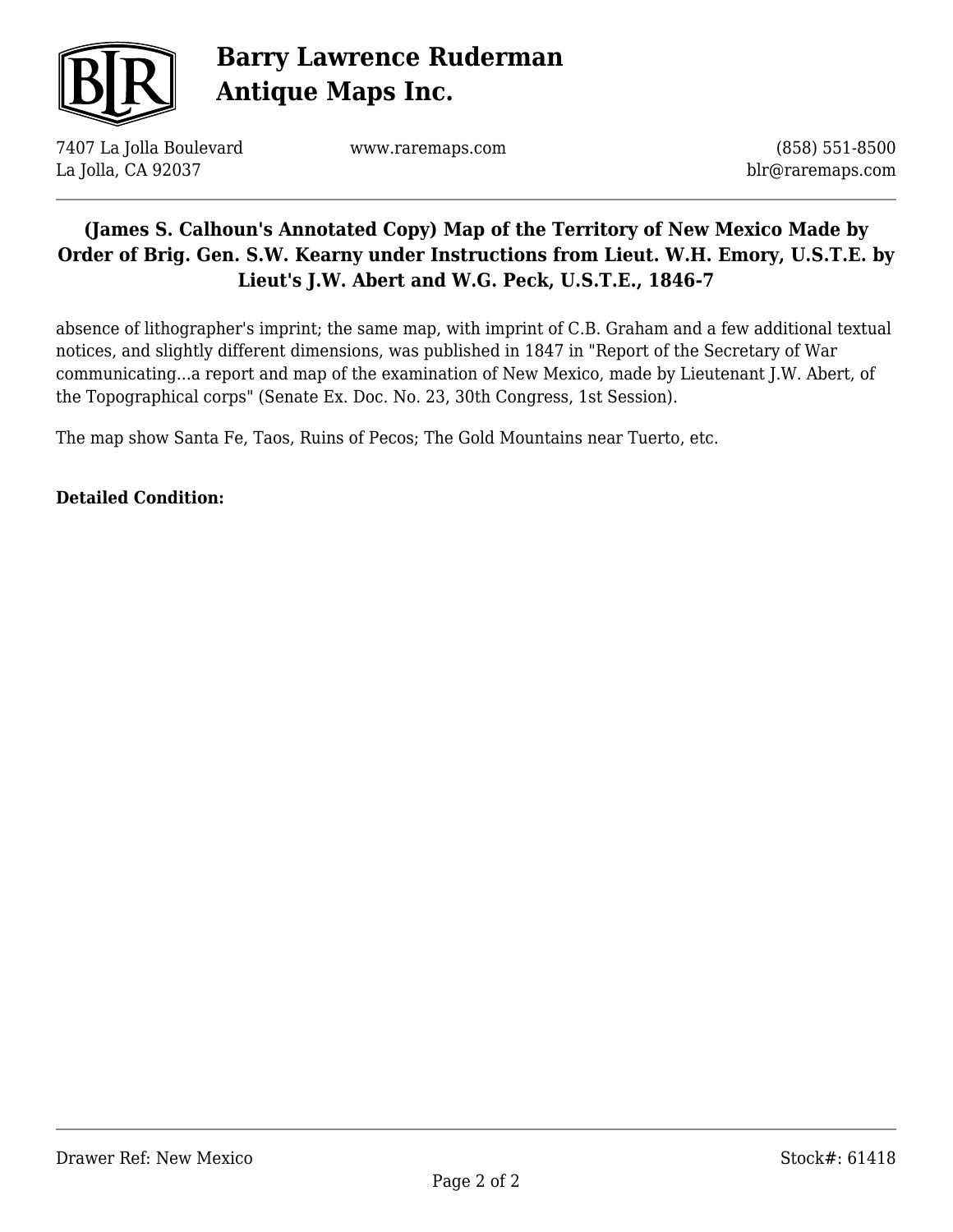## (James S. Calhoun's Annotated Copy) Map of the Territory of New Mexico Made by Order of Brig. Gen. S.W. Kearny under Instructions from Lieut. W.H. Emory, U.S.T.E. by Lieut's J.W. Abert and W.G. Peck, U.S.T.E., 1846-7

absence of lithographer's imprint; the same map, with imprint of C.B. Graham and a few additional textual notices, and slightly different dimensions, was published in 1847 in "Report of the Secretary of War communicating...a report and map of the examination of New Mexico, made by Lieutenant J.W. Abert, of the Topographical corps" (Senate Ex. Doc. No. 23, 30th Congress, 1st Session).

The map show Santa Fe, Taos, Ruins of Pecos; The Gold Mountains near Tuerto, etc.

**Detailed Condition:**